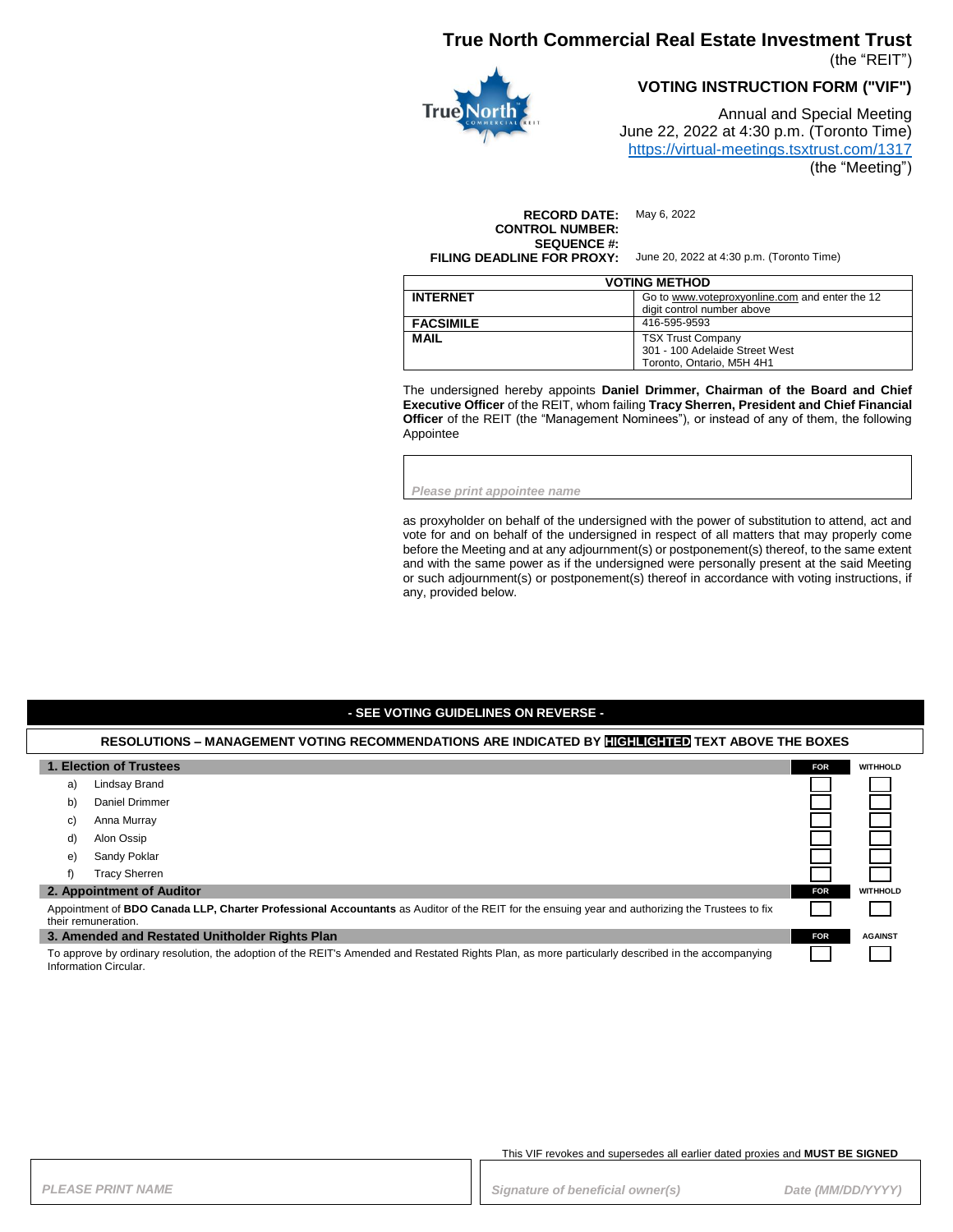# True North Commercial Real Estate Investment Trust

(the "REIT")

## VOTING INSTRUCTION FORM ("VIF")

Annual and Special Meeting
June 22, 2022 at 4:30 p.m. (Toronto Time)
https://virtual-meetings.tsxtrust.com/1317
(the "Meeting")

**RECORD DATE:** May 6, 2022
**CONTROL NUMBER:**
**SEQUENCE #:**
**FILING DEADLINE FOR PROXY:** June 20, 2022 at 4:30 p.m. (Toronto Time)

| VOTING METHOD | |
|---|---|
| **INTERNET** | Go to www.voteproxyonline.com and enter the 12 digit control number above |
| **FACSIMILE** | 416-595-9593 |
| **MAIL** | TSX Trust Company<br>301 - 100 Adelaide Street West<br>Toronto, Ontario, M5H 4H1 |

The undersigned hereby appoints **Daniel Drimmer, Chairman of the Board and Chief Executive Officer** of the REIT, whom failing **Tracy Sherren, President and Chief Financial Officer** of the REIT (the "Management Nominees"), or instead of any of them, the following Appointee

*Please print appointee name*

as proxyholder on behalf of the undersigned with the power of substitution to attend, act and vote for and on behalf of the undersigned in respect of all matters that may properly come before the Meeting and at any adjournment(s) or postponement(s) thereof, to the same extent and with the same power as if the undersigned were personally present at the said Meeting or such adjournment(s) or postponement(s) thereof in accordance with voting instructions, if any, provided below.

**- SEE VOTING GUIDELINES ON REVERSE -**

**RESOLUTIONS – MANAGEMENT VOTING RECOMMENDATIONS ARE INDICATED BY HIGHLIGHTED TEXT ABOVE THE BOXES**

| **1. Election of Trustees** | **FOR** | WITHHOLD |
|---|---|---|
| a) Lindsay Brand | ☐ | ☐ |
| b) Daniel Drimmer | ☐ | ☐ |
| c) Anna Murray | ☐ | ☐ |
| d) Alon Ossip | ☐ | ☐ |
| e) Sandy Poklar | ☐ | ☐ |
| f) Tracy Sherren | ☐ | ☐ |
| **2. Appointment of Auditor** | **FOR** | WITHHOLD |
| Appointment of **BDO Canada LLP, Charter Professional Accountants** as Auditor of the REIT for the ensuing year and authorizing the Trustees to fix their remuneration. | ☐ | ☐ |
| **3. Amended and Restated Unitholder Rights Plan** | **FOR** | AGAINST |
| To approve by ordinary resolution, the adoption of the REIT's Amended and Restated Rights Plan, as more particularly described in the accompanying Information Circular. | ☐ | ☐ |

This VIF revokes and supersedes all earlier dated proxies and **MUST BE SIGNED**

*PLEASE PRINT NAME*

*Signature of beneficial owner(s)* *Date (MM/DD/YYYY)*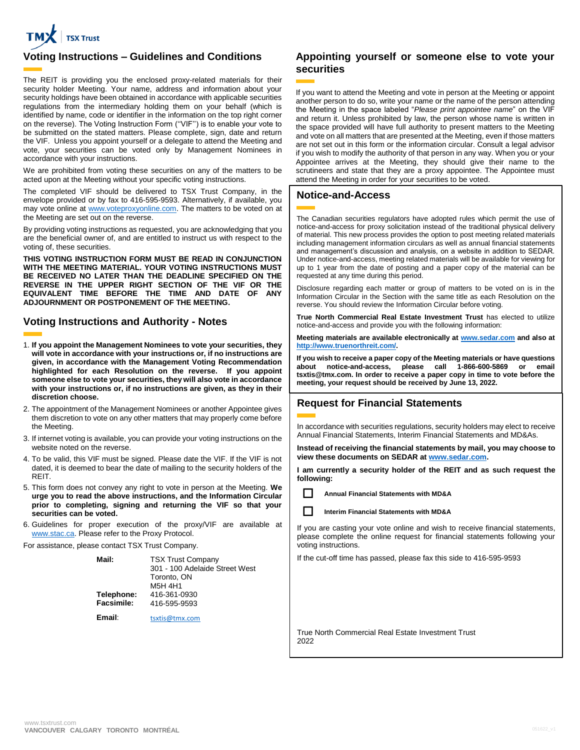TMX | TSX Trust

## Voting Instructions – Guidelines and Conditions

The REIT is providing you the enclosed proxy-related materials for their security holder Meeting. Your name, address and information about your security holdings have been obtained in accordance with applicable securities regulations from the intermediary holding them on your behalf (which is identified by name, code or identifier in the information on the top right corner on the reverse). The Voting Instruction Form (''VIF'') is to enable your vote to be submitted on the stated matters. Please complete, sign, date and return the VIF. Unless you appoint yourself or a delegate to attend the Meeting and vote, your securities can be voted only by Management Nominees in accordance with your instructions.

We are prohibited from voting these securities on any of the matters to be acted upon at the Meeting without your specific voting instructions.

The completed VIF should be delivered to TSX Trust Company, in the envelope provided or by fax to 416-595-9593. Alternatively, if available, you may vote online at www.voteproxyonline.com. The matters to be voted on at the Meeting are set out on the reverse.

By providing voting instructions as requested, you are acknowledging that you are the beneficial owner of, and are entitled to instruct us with respect to the voting of, these securities.

**THIS VOTING INSTRUCTION FORM MUST BE READ IN CONJUNCTION WITH THE MEETING MATERIAL. YOUR VOTING INSTRUCTIONS MUST BE RECEIVED NO LATER THAN THE DEADLINE SPECIFIED ON THE REVERSE IN THE UPPER RIGHT SECTION OF THE VIF OR THE EQUIVALENT TIME BEFORE THE TIME AND DATE OF ANY ADJOURNMENT OR POSTPONEMENT OF THE MEETING.**

## Voting Instructions and Authority - Notes

1. **If you appoint the Management Nominees to vote your securities, they will vote in accordance with your instructions or, if no instructions are given, in accordance with the Management Voting Recommendation highlighted for each Resolution on the reverse. If you appoint someone else to vote your securities, they will also vote in accordance with your instructions or, if no instructions are given, as they in their discretion choose.**
2. The appointment of the Management Nominees or another Appointee gives them discretion to vote on any other matters that may properly come before the Meeting.
3. If internet voting is available, you can provide your voting instructions on the website noted on the reverse.
4. To be valid, this VIF must be signed. Please date the VIF. If the VIF is not dated, it is deemed to bear the date of mailing to the security holders of the REIT.
5. This form does not convey any right to vote in person at the Meeting. **We urge you to read the above instructions, and the Information Circular prior to completing, signing and returning the VIF so that your securities can be voted.**
6. Guidelines for proper execution of the proxy/VIF are available at www.stac.ca. Please refer to the Proxy Protocol.

For assistance, please contact TSX Trust Company.

| | |
|---|---|
| **Mail:** | TSX Trust Company<br>301 - 100 Adelaide Street West<br>Toronto, ON<br>M5H 4H1 |
| **Telephone:** | 416-361-0930 |
| **Facsimile:** | 416-595-9593 |
| **Email:** | tsxtis@tmx.com |

## Appointing yourself or someone else to vote your securities

If you want to attend the Meeting and vote in person at the Meeting or appoint another person to do so, write your name or the name of the person attending the Meeting in the space labeled "*Please print appointee name*" on the VIF and return it. Unless prohibited by law, the person whose name is written in the space provided will have full authority to present matters to the Meeting and vote on all matters that are presented at the Meeting, even if those matters are not set out in this form or the information circular. Consult a legal advisor if you wish to modify the authority of that person in any way. When you or your Appointee arrives at the Meeting, they should give their name to the scrutineers and state that they are a proxy appointee. The Appointee must attend the Meeting in order for your securities to be voted.

## Notice-and-Access

The Canadian securities regulators have adopted rules which permit the use of notice-and-access for proxy solicitation instead of the traditional physical delivery of material. This new process provides the option to post meeting related materials including management information circulars as well as annual financial statements and management's discussion and analysis, on a website in addition to SEDAR. Under notice-and-access, meeting related materials will be available for viewing for up to 1 year from the date of posting and a paper copy of the material can be requested at any time during this period.

Disclosure regarding each matter or group of matters to be voted on is in the Information Circular in the Section with the same title as each Resolution on the reverse. You should review the Information Circular before voting.

**True North Commercial Real Estate Investment Trust** has elected to utilize notice-and-access and provide you with the following information:

**Meeting materials are available electronically at www.sedar.com and also at http://www.truenorthreit.com/.**

**If you wish to receive a paper copy of the Meeting materials or have questions about notice-and-access, please call 1-866-600-5869 or email tsxtis@tmx.com. In order to receive a paper copy in time to vote before the meeting, your request should be received by June 13, 2022.**

## Request for Financial Statements

In accordance with securities regulations, security holders may elect to receive Annual Financial Statements, Interim Financial Statements and MD&As.

**Instead of receiving the financial statements by mail, you may choose to view these documents on SEDAR at www.sedar.com.**

**I am currently a security holder of the REIT and as such request the following:**

☐ **Annual Financial Statements with MD&A**

☐ **Interim Financial Statements with MD&A**

If you are casting your vote online and wish to receive financial statements, please complete the online request for financial statements following your voting instructions.

If the cut-off time has passed, please fax this side to 416-595-9593

True North Commercial Real Estate Investment Trust
2022

www.tsxtrust.com
VANCOUVER CALGARY TORONTO MONTRÉAL